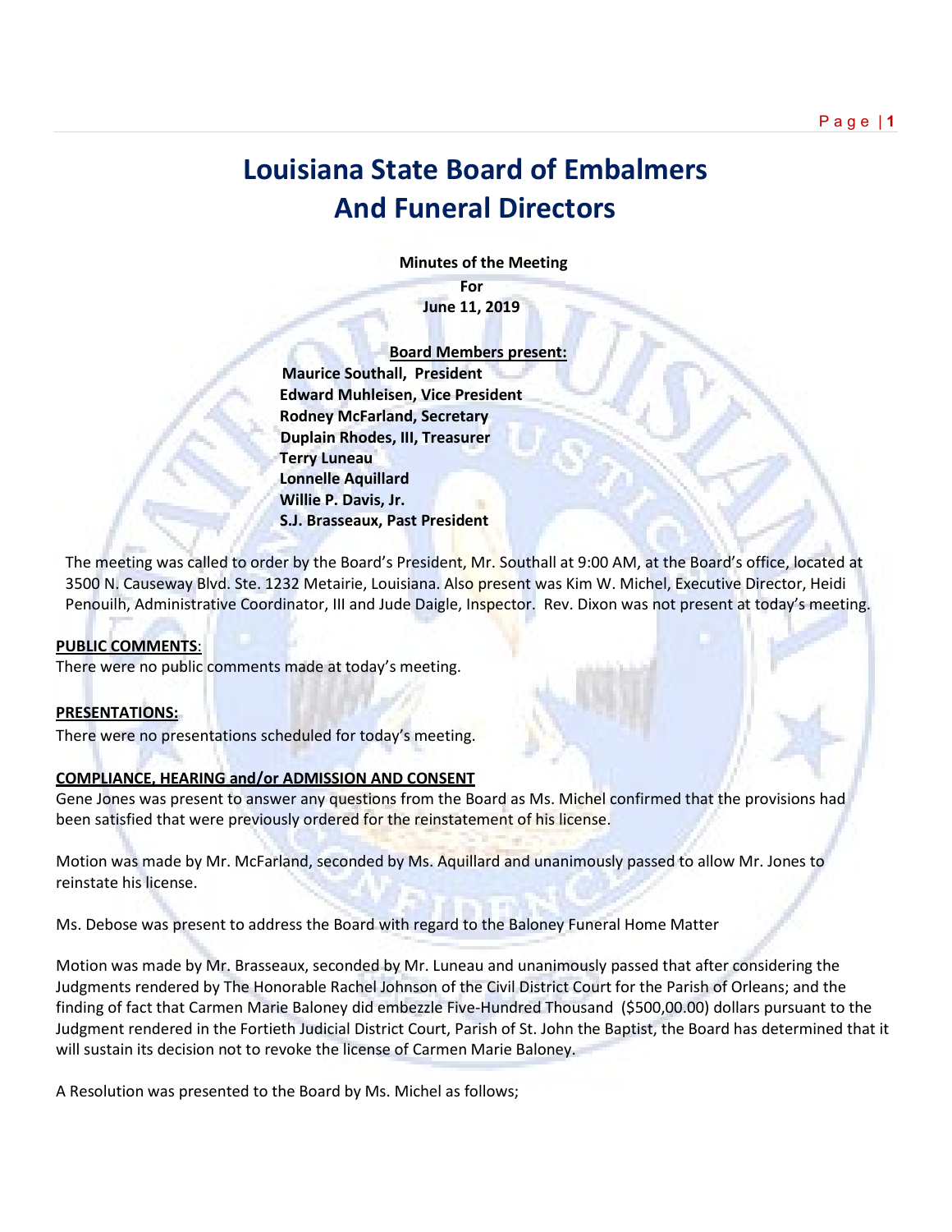# Louisiana State Board of Embalmers And Funeral Directors

**Minutes of the Meeting**
**For**
**June 11, 2019**

**Board Members present:**

**Maurice Southall, President**
**Edward Muhleisen, Vice President**
**Rodney McFarland, Secretary**
**Duplain Rhodes, III, Treasurer**
**Terry Luneau**
**Lonnelle Aquillard**
**Willie P. Davis, Jr.**
**S.J. Brasseaux, Past President**

The meeting was called to order by the Board's President, Mr. Southall at 9:00 AM, at the Board's office, located at 3500 N. Causeway Blvd. Ste. 1232 Metairie, Louisiana. Also present was Kim W. Michel, Executive Director, Heidi Penouilh, Administrative Coordinator, III and Jude Daigle, Inspector. Rev. Dixon was not present at today's meeting.

**PUBLIC COMMENTS**:
There were no public comments made at today's meeting.

**PRESENTATIONS:**
There were no presentations scheduled for today's meeting.

**COMPLIANCE, HEARING and/or ADMISSION AND CONSENT**
Gene Jones was present to answer any questions from the Board as Ms. Michel confirmed that the provisions had been satisfied that were previously ordered for the reinstatement of his license.

Motion was made by Mr. McFarland, seconded by Ms. Aquillard and unanimously passed to allow Mr. Jones to reinstate his license.

Ms. Debose was present to address the Board with regard to the Baloney Funeral Home Matter

Motion was made by Mr. Brasseaux, seconded by Mr. Luneau and unanimously passed that after considering the Judgments rendered by The Honorable Rachel Johnson of the Civil District Court for the Parish of Orleans; and the finding of fact that Carmen Marie Baloney did embezzle Five-Hundred Thousand ($500,00.00) dollars pursuant to the Judgment rendered in the Fortieth Judicial District Court, Parish of St. John the Baptist, the Board has determined that it will sustain its decision not to revoke the license of Carmen Marie Baloney.

A Resolution was presented to the Board by Ms. Michel as follows;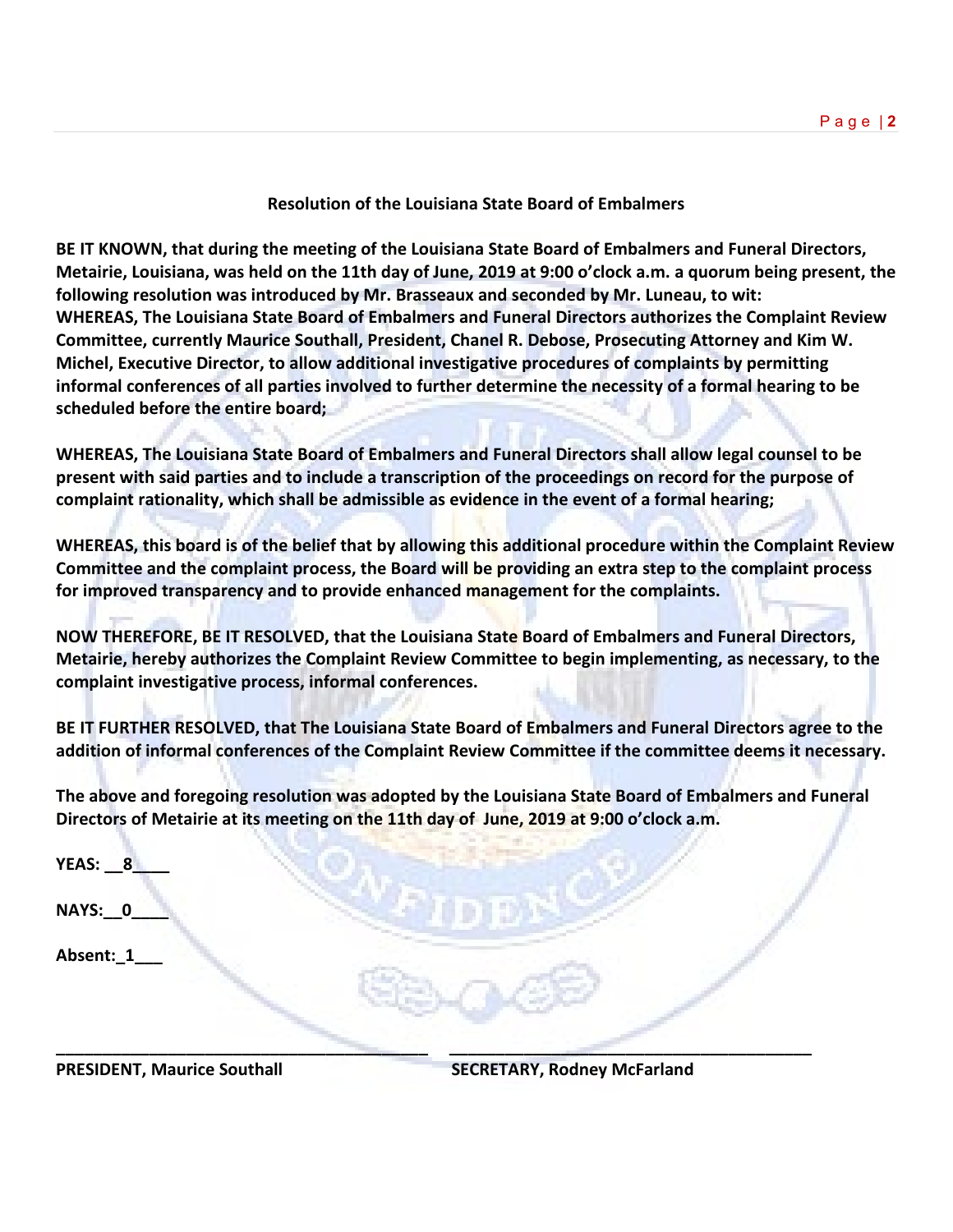**Resolution of the Louisiana State Board of Embalmers**

**BE IT KNOWN, that during the meeting of the Louisiana State Board of Embalmers and Funeral Directors, Metairie, Louisiana, was held on the 11th day of June, 2019 at 9:00 o'clock a.m. a quorum being present, the following resolution was introduced by Mr. Brasseaux and seconded by Mr. Luneau, to wit:**
**WHEREAS, The Louisiana State Board of Embalmers and Funeral Directors authorizes the Complaint Review Committee, currently Maurice Southall, President, Chanel R. Debose, Prosecuting Attorney and Kim W. Michel, Executive Director, to allow additional investigative procedures of complaints by permitting informal conferences of all parties involved to further determine the necessity of a formal hearing to be scheduled before the entire board;**

**WHEREAS, The Louisiana State Board of Embalmers and Funeral Directors shall allow legal counsel to be present with said parties and to include a transcription of the proceedings on record for the purpose of complaint rationality, which shall be admissible as evidence in the event of a formal hearing;**

**WHEREAS, this board is of the belief that by allowing this additional procedure within the Complaint Review Committee and the complaint process, the Board will be providing an extra step to the complaint process for improved transparency and to provide enhanced management for the complaints.**

**NOW THEREFORE, BE IT RESOLVED, that the Louisiana State Board of Embalmers and Funeral Directors, Metairie, hereby authorizes the Complaint Review Committee to begin implementing, as necessary, to the complaint investigative process, informal conferences.**

**BE IT FURTHER RESOLVED, that The Louisiana State Board of Embalmers and Funeral Directors agree to the addition of informal conferences of the Complaint Review Committee if the committee deems it necessary.**

**The above and foregoing resolution was adopted by the Louisiana State Board of Embalmers and Funeral Directors of Metairie at its meeting on the 11th day of June, 2019 at 9:00 o'clock a.m.**

**YEAS: __8____**

**NAYS:__0____**

**Absent:_1___**

**PRESIDENT, Maurice Southall** **SECRETARY, Rodney McFarland**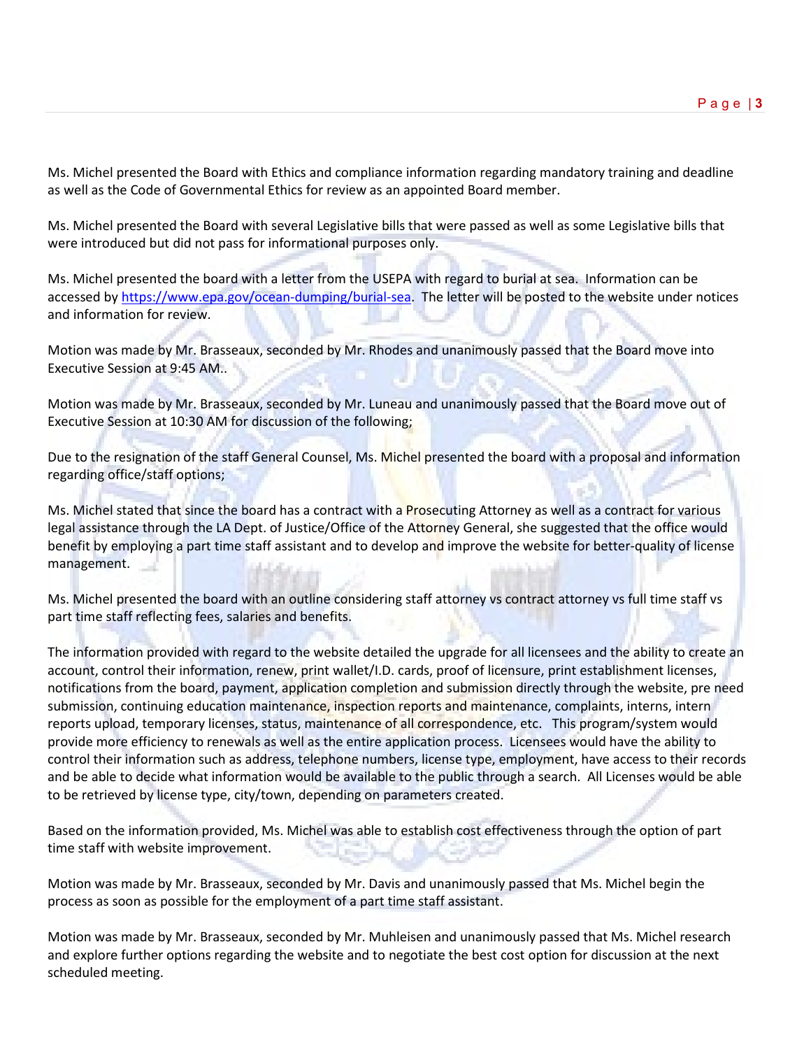Ms. Michel presented the Board with Ethics and compliance information regarding mandatory training and deadline as well as the Code of Governmental Ethics for review as an appointed Board member.

Ms. Michel presented the Board with several Legislative bills that were passed as well as some Legislative bills that were introduced but did not pass for informational purposes only.

Ms. Michel presented the board with a letter from the USEPA with regard to burial at sea. Information can be accessed by https://www.epa.gov/ocean-dumping/burial-sea. The letter will be posted to the website under notices and information for review.

Motion was made by Mr. Brasseaux, seconded by Mr. Rhodes and unanimously passed that the Board move into Executive Session at 9:45 AM..

Motion was made by Mr. Brasseaux, seconded by Mr. Luneau and unanimously passed that the Board move out of Executive Session at 10:30 AM for discussion of the following;

Due to the resignation of the staff General Counsel, Ms. Michel presented the board with a proposal and information regarding office/staff options;

Ms. Michel stated that since the board has a contract with a Prosecuting Attorney as well as a contract for various legal assistance through the LA Dept. of Justice/Office of the Attorney General, she suggested that the office would benefit by employing a part time staff assistant and to develop and improve the website for better-quality of license management.

Ms. Michel presented the board with an outline considering staff attorney vs contract attorney vs full time staff vs part time staff reflecting fees, salaries and benefits.

The information provided with regard to the website detailed the upgrade for all licensees and the ability to create an account, control their information, renew, print wallet/I.D. cards, proof of licensure, print establishment licenses, notifications from the board, payment, application completion and submission directly through the website, pre need submission, continuing education maintenance, inspection reports and maintenance, complaints, interns, intern reports upload, temporary licenses, status, maintenance of all correspondence, etc. This program/system would provide more efficiency to renewals as well as the entire application process. Licensees would have the ability to control their information such as address, telephone numbers, license type, employment, have access to their records and be able to decide what information would be available to the public through a search. All Licenses would be able to be retrieved by license type, city/town, depending on parameters created.

Based on the information provided, Ms. Michel was able to establish cost effectiveness through the option of part time staff with website improvement.

Motion was made by Mr. Brasseaux, seconded by Mr. Davis and unanimously passed that Ms. Michel begin the process as soon as possible for the employment of a part time staff assistant.

Motion was made by Mr. Brasseaux, seconded by Mr. Muhleisen and unanimously passed that Ms. Michel research and explore further options regarding the website and to negotiate the best cost option for discussion at the next scheduled meeting.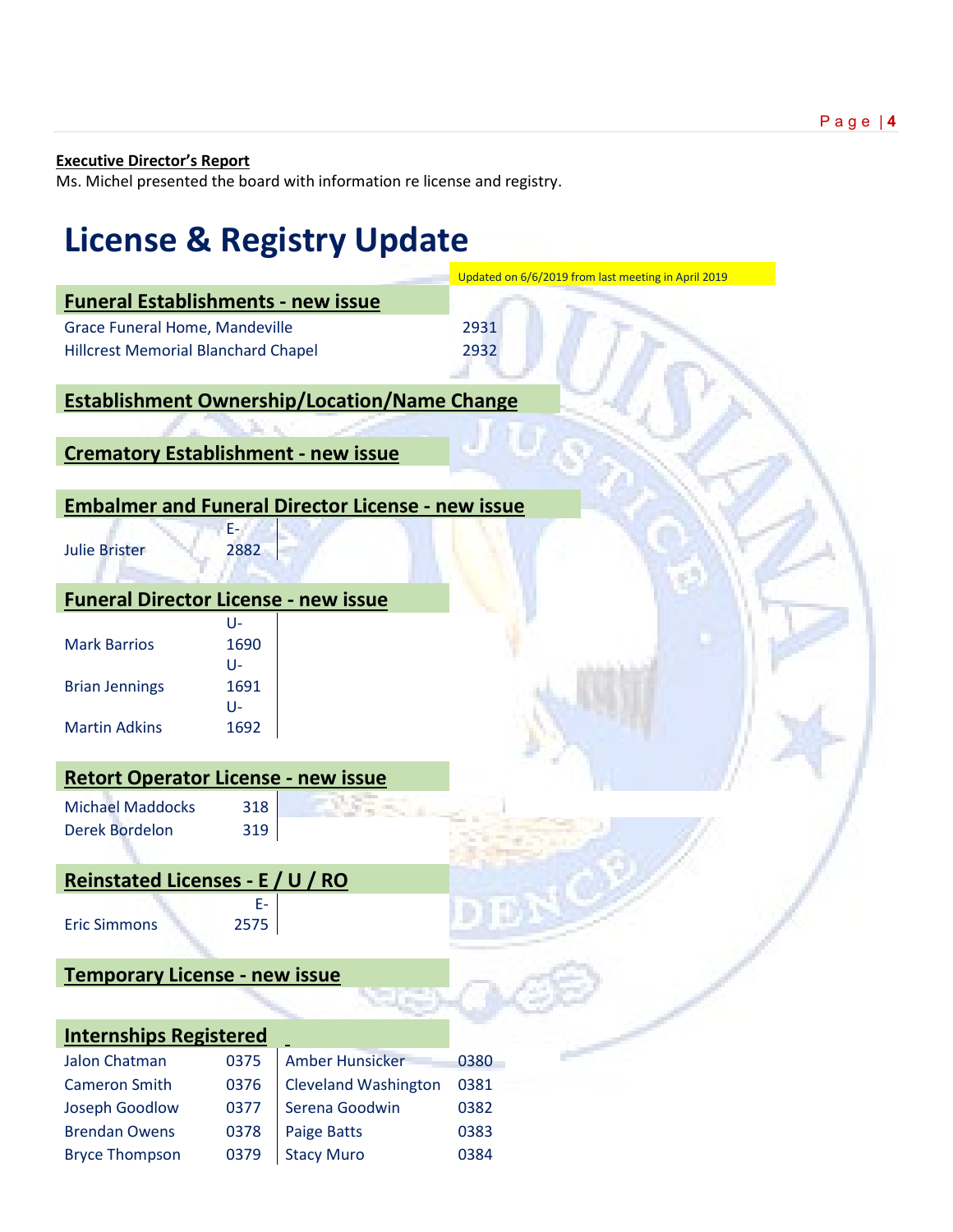**Executive Director's Report**

Ms. Michel presented the board with information re license and registry.

# License & Registry Update

Updated on 6/6/2019 from last meeting in April 2019

## Funeral Establishments - new issue

| | |
|---|---|
| Grace Funeral Home, Mandeville | 2931 |
| Hillcrest Memorial Blanchard Chapel | 2932 |

## Establishment Ownership/Location/Name Change

## Crematory Establishment - new issue

## Embalmer and Funeral Director License - new issue

| | |
|---|---|
| Julie Brister | E-2882 |

## Funeral Director License - new issue

| | |
|---|---|
| Mark Barrios | U-1690 |
| Brian Jennings | U-1691 |
| Martin Adkins | U-1692 |

## Retort Operator License - new issue

| | |
|---|---|
| Michael Maddocks | 318 |
| Derek Bordelon | 319 |

## Reinstated Licenses - E / U / RO

| | |
|---|---|
| Eric Simmons | E-2575 |

## Temporary License - new issue

## Internships Registered

| | | | |
|---|---|---|---|
| Jalon Chatman | 0375 | Amber Hunsicker | 0380 |
| Cameron Smith | 0376 | Cleveland Washington | 0381 |
| Joseph Goodlow | 0377 | Serena Goodwin | 0382 |
| Brendan Owens | 0378 | Paige Batts | 0383 |
| Bryce Thompson | 0379 | Stacy Muro | 0384 |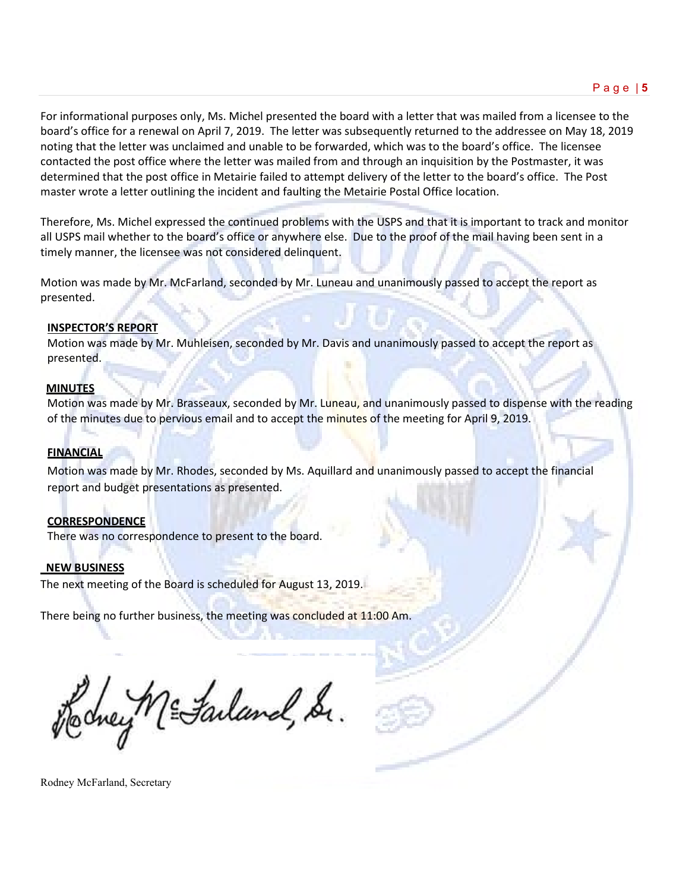For informational purposes only, Ms. Michel presented the board with a letter that was mailed from a licensee to the board's office for a renewal on April 7, 2019. The letter was subsequently returned to the addressee on May 18, 2019 noting that the letter was unclaimed and unable to be forwarded, which was to the board's office. The licensee contacted the post office where the letter was mailed from and through an inquisition by the Postmaster, it was determined that the post office in Metairie failed to attempt delivery of the letter to the board's office. The Post master wrote a letter outlining the incident and faulting the Metairie Postal Office location.

Therefore, Ms. Michel expressed the continued problems with the USPS and that it is important to track and monitor all USPS mail whether to the board's office or anywhere else. Due to the proof of the mail having been sent in a timely manner, the licensee was not considered delinquent.

Motion was made by Mr. McFarland, seconded by Mr. Luneau and unanimously passed to accept the report as presented.

**INSPECTOR'S REPORT**

Motion was made by Mr. Muhleisen, seconded by Mr. Davis and unanimously passed to accept the report as presented.

**MINUTES**

Motion was made by Mr. Brasseaux, seconded by Mr. Luneau, and unanimously passed to dispense with the reading of the minutes due to pervious email and to accept the minutes of the meeting for April 9, 2019.

**FINANCIAL**

Motion was made by Mr. Rhodes, seconded by Ms. Aquillard and unanimously passed to accept the financial report and budget presentations as presented.

**CORRESPONDENCE**

There was no correspondence to present to the board.

**NEW BUSINESS**

The next meeting of the Board is scheduled for August 13, 2019.

There being no further business, the meeting was concluded at 11:00 Am.

Rodney McFarland, Sr.

Rodney McFarland, Secretary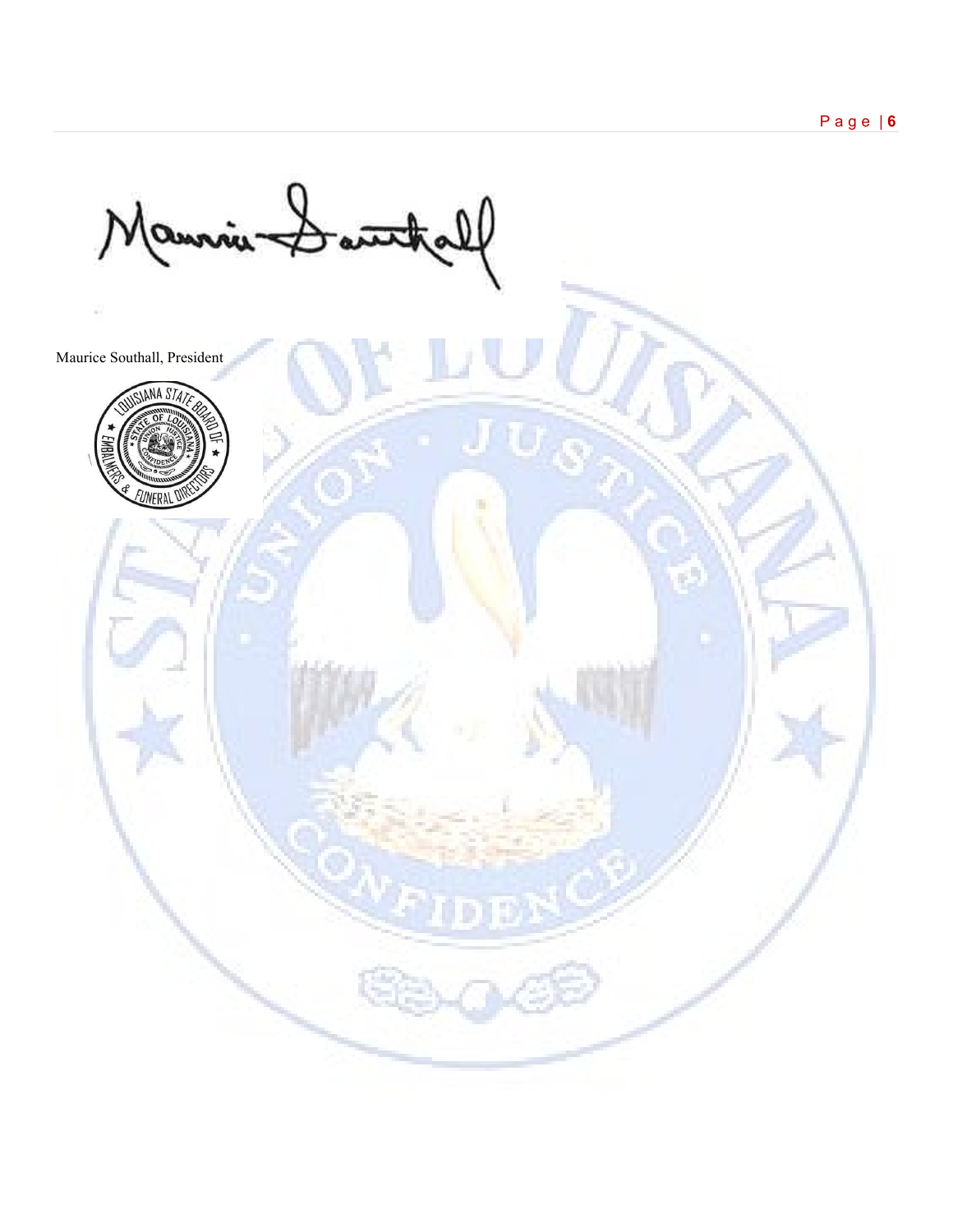Maurice Southall, President